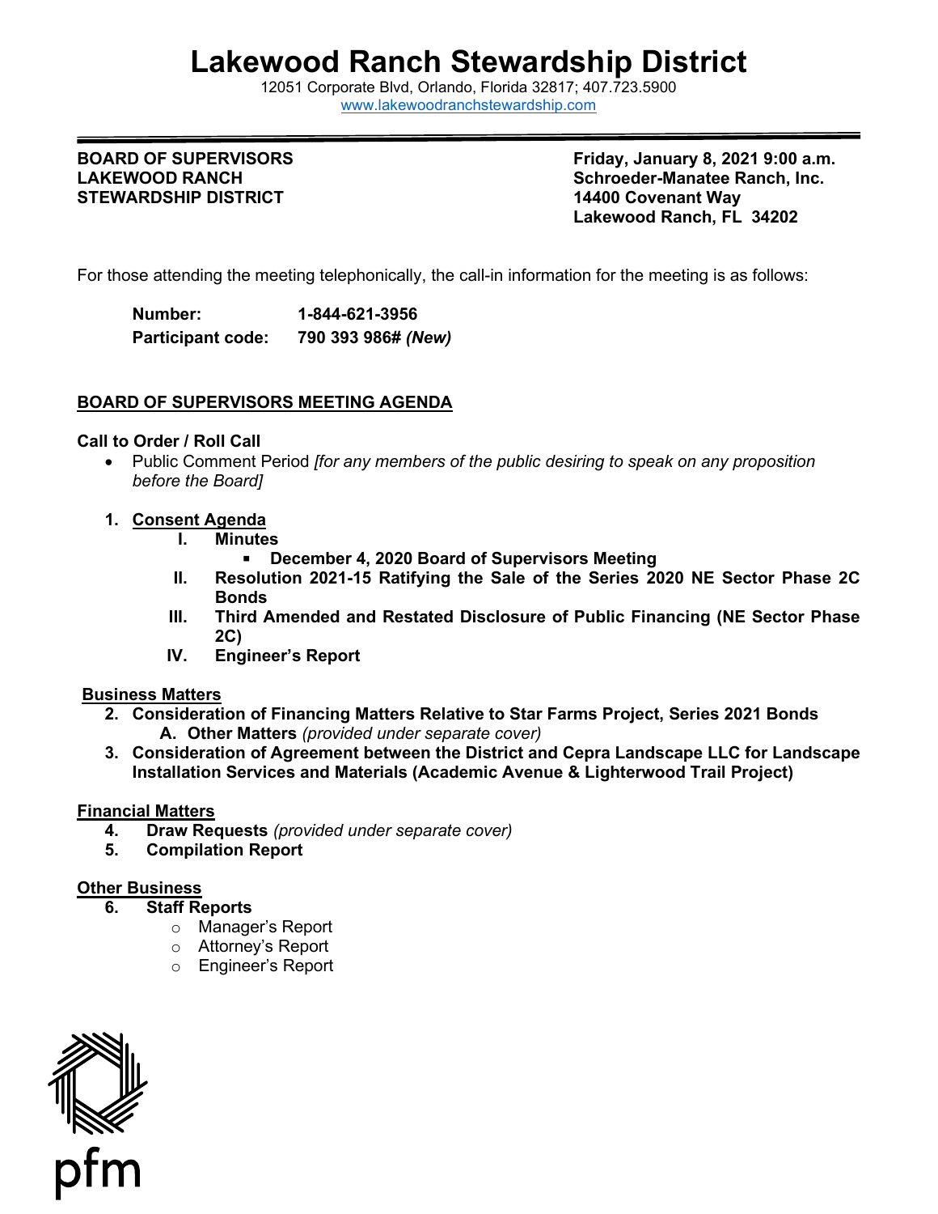# Lakewood Ranch Stewardship District

12051 Corporate Blvd, Orlando, Florida 32817; 407.723.5900
www.lakewoodranchstewardship.com

**BOARD OF SUPERVISORS**
**LAKEWOOD RANCH**
**STEWARDSHIP DISTRICT**

**Friday, January 8, 2021 9:00 a.m.**
**Schroeder-Manatee Ranch, Inc.**
**14400 Covenant Way**
**Lakewood Ranch, FL 34202**

For those attending the meeting telephonically, the call-in information for the meeting is as follows:

**Number:** **1-844-621-3956**
**Participant code:** **790 393 986#** ***(New)***

## BOARD OF SUPERVISORS MEETING AGENDA

**Call to Order / Roll Call**

- Public Comment Period *[for any members of the public desiring to speak on any proposition before the Board]*

1. **Consent Agenda**
   - **I. Minutes**
     - **December 4, 2020 Board of Supervisors Meeting**
   - **II. Resolution 2021-15 Ratifying the Sale of the Series 2020 NE Sector Phase 2C Bonds**
   - **III. Third Amended and Restated Disclosure of Public Financing (NE Sector Phase 2C)**
   - **IV. Engineer's Report**

**Business Matters**

2. **Consideration of Financing Matters Relative to Star Farms Project, Series 2021 Bonds**
   - **A. Other Matters** *(provided under separate cover)*
3. **Consideration of Agreement between the District and Cepra Landscape LLC for Landscape Installation Services and Materials (Academic Avenue & Lighterwood Trail Project)**

**Financial Matters**

4. **Draw Requests** *(provided under separate cover)*
5. **Compilation Report**

**Other Business**

6. **Staff Reports**
   - Manager's Report
   - Attorney's Report
   - Engineer's Report

pfm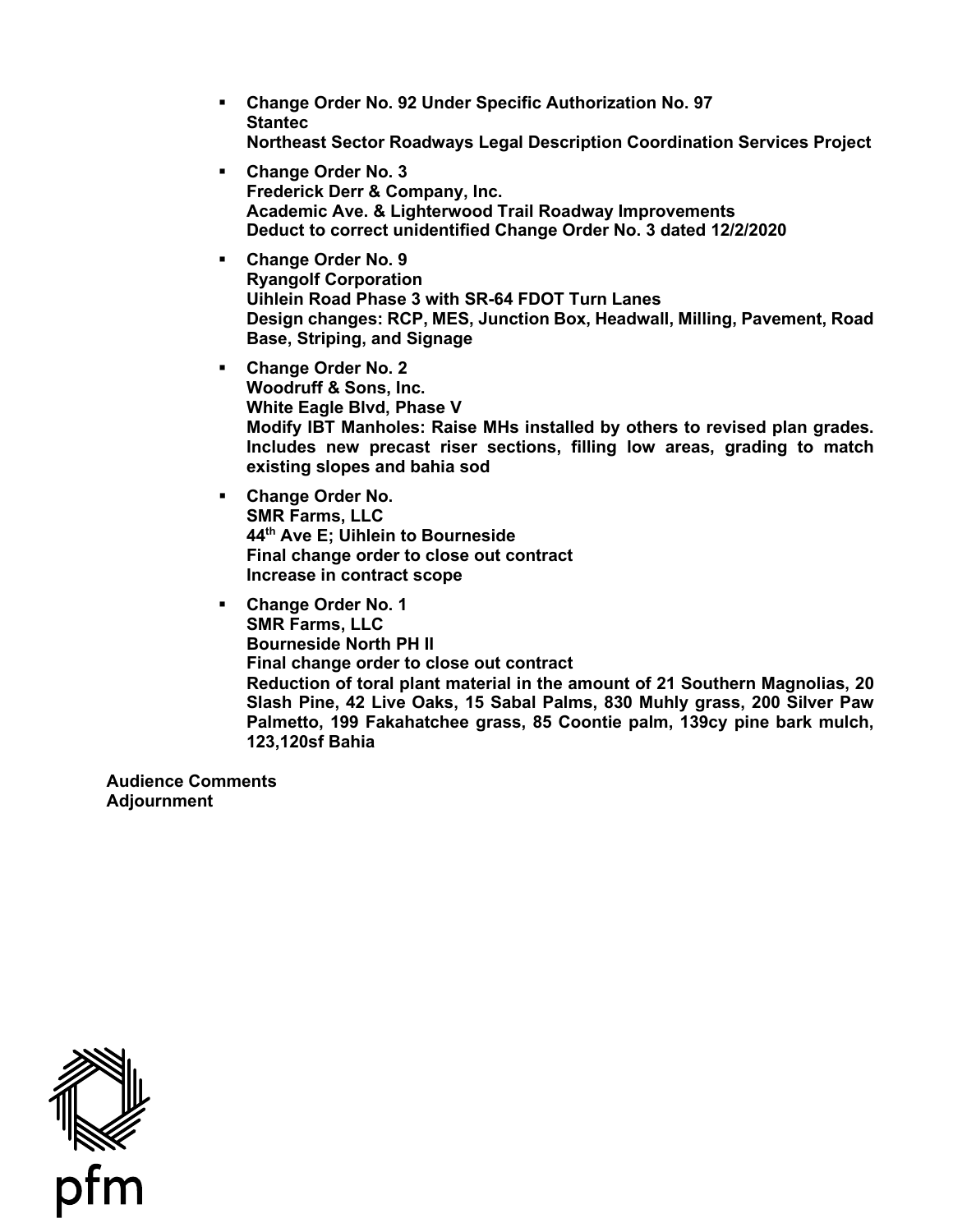- **Change Order No. 92 Under Specific Authorization No. 97**
  **Stantec**
  **Northeast Sector Roadways Legal Description Coordination Services Project**

- **Change Order No. 3**
  **Frederick Derr & Company, Inc.**
  **Academic Ave. & Lighterwood Trail Roadway Improvements**
  **Deduct to correct unidentified Change Order No. 3 dated 12/2/2020**

- **Change Order No. 9**
  **Ryangolf Corporation**
  **Uihlein Road Phase 3 with SR-64 FDOT Turn Lanes**
  **Design changes: RCP, MES, Junction Box, Headwall, Milling, Pavement, Road Base, Striping, and Signage**

- **Change Order No. 2**
  **Woodruff & Sons, Inc.**
  **White Eagle Blvd, Phase V**
  **Modify IBT Manholes: Raise MHs installed by others to revised plan grades. Includes new precast riser sections, filling low areas, grading to match existing slopes and bahia sod**

- **Change Order No.**
  **SMR Farms, LLC**
  **44th Ave E; Uihlein to Bourneside**
  **Final change order to close out contract**
  **Increase in contract scope**

- **Change Order No. 1**
  **SMR Farms, LLC**
  **Bourneside North PH II**
  **Final change order to close out contract**
  **Reduction of toral plant material in the amount of 21 Southern Magnolias, 20 Slash Pine, 42 Live Oaks, 15 Sabal Palms, 830 Muhly grass, 200 Silver Paw Palmetto, 199 Fakahatchee grass, 85 Coontie palm, 139cy pine bark mulch, 123,120sf Bahia**

**Audience Comments**
**Adjournment**